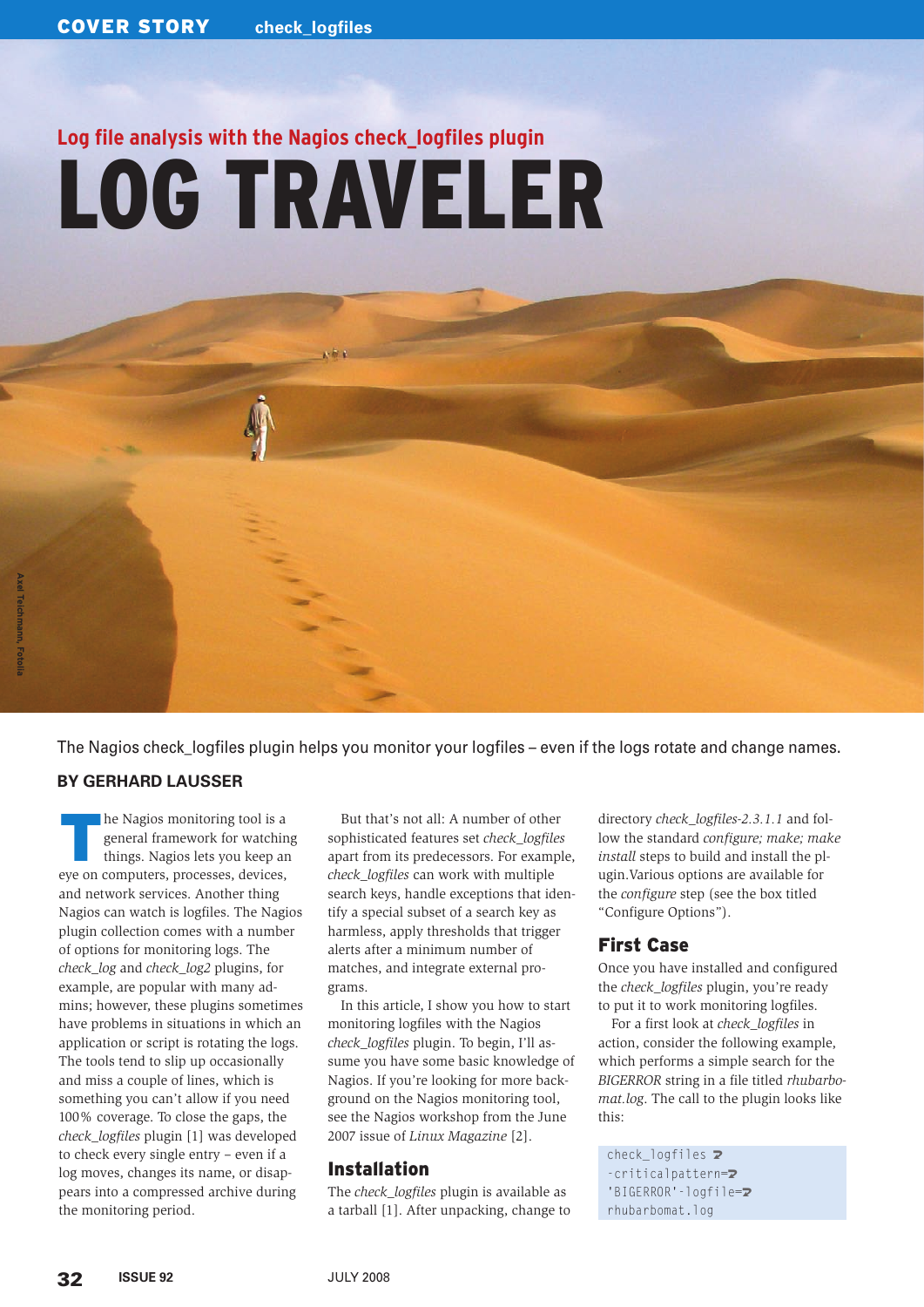# Log file analysis with the Nagios check_logfiles plugin

# LOG TRAVELER

The Nagios check_logfiles plugin helps you monitor your logfiles – even if the logs rotate and change names.

**BY GERHARD LAUSSER**

The Nagios monitoring tool is a general framework for watching things. Nagios lets you keep an eye on computers, processes, devices, and network services. Another thing Nagios can watch is logfiles. The Nagios plugin collection comes with a number of options for monitoring logs. The *check_log* and *check_log2* plugins, for example, are popular with many admins; however, these plugins sometimes have problems in situations in which an application or script is rotating the logs. The tools tend to slip up occasionally and miss a couple of lines, which is something you can't allow if you need 100% coverage. To close the gaps, the *check_logfiles* plugin [1] was developed to check every single entry – even if a log moves, changes its name, or disappears into a compressed archive during the monitoring period.

But that's not all: A number of other sophisticated features set *check_logfiles* apart from its predecessors. For example, *check_logfiles* can work with multiple search keys, handle exceptions that identify a special subset of a search key as harmless, apply thresholds that trigger alerts after a minimum number of matches, and integrate external programs.

In this article, I show you how to start monitoring logfiles with the Nagios *check_logfiles* plugin. To begin, I'll assume you have some basic knowledge of Nagios. If you're looking for more background on the Nagios monitoring tool, see the Nagios workshop from the June 2007 issue of *Linux Magazine* [2].

## Installation

The *check_logfiles* plugin is available as a tarball [1]. After unpacking, change to directory *check_logfiles-2.3.1.1* and follow the standard *configure; make; make install* steps to build and install the plugin. Various options are available for the *configure* step (see the box titled "Configure Options").

## First Case

Once you have installed and configured the *check_logfiles* plugin, you're ready to put it to work monitoring logfiles.

For a first look at *check_logfiles* in action, consider the following example, which performs a simple search for the *BIGERROR* string in a file titled *rhubarbomat.log*. The call to the plugin looks like this:

```
check_logfiles ↩
-criticalpattern=↩
'BIGERROR'-logfile=↩
rhubarbomat.log
```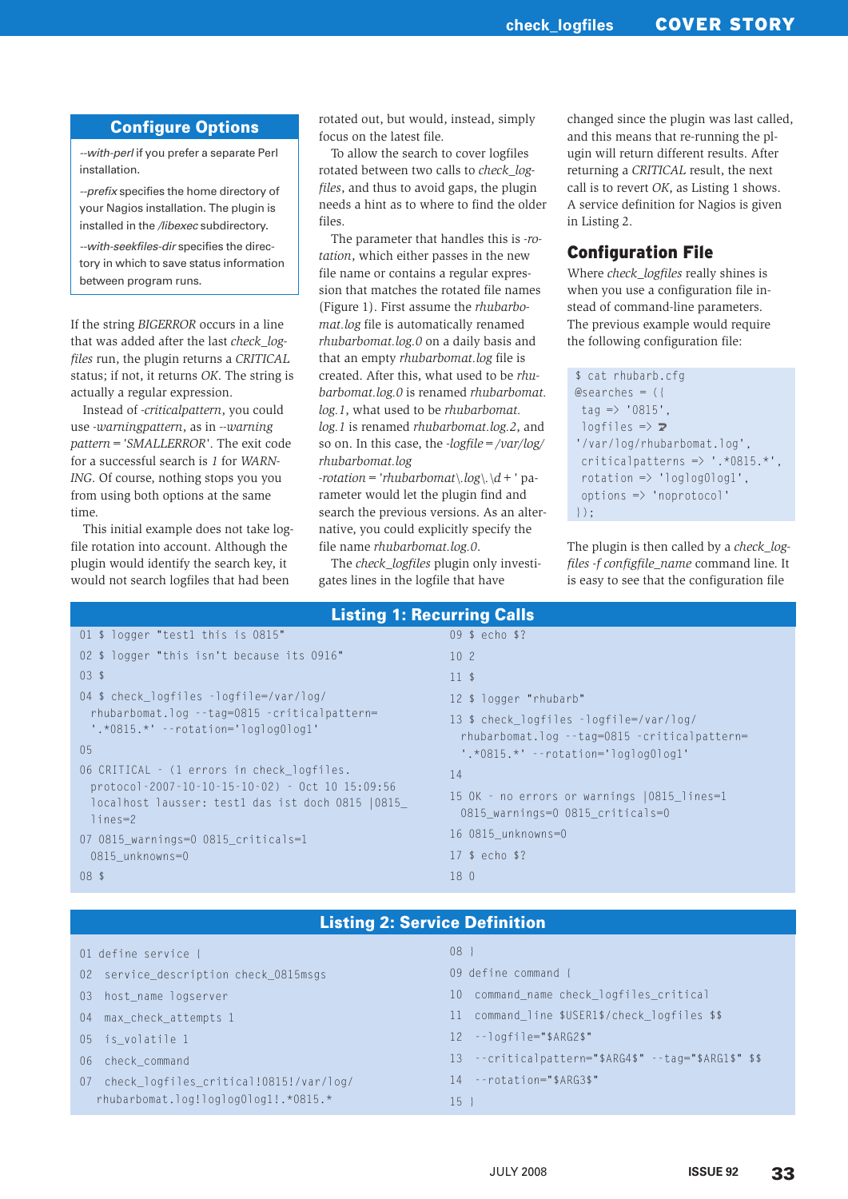## Configure Options

*--with-perl* if you prefer a separate Perl installation.

*--prefix* specifies the home directory of your Nagios installation. The plugin is installed in the */libexec* subdirectory.

*--with-seekfiles-dir* specifies the directory in which to save status information between program runs.

If the string *BIGERROR* occurs in a line that was added after the last *check_logfiles* run, the plugin returns a *CRITICAL* status; if not, it returns *OK*. The string is actually a regular expression.

Instead of *-criticalpattern*, you could use *-warningpattern*, as in *--warning pattern* = '*SMALLERROR*'. The exit code for a successful search is *1* for *WARNING*. Of course, nothing stops you you from using both options at the same time.

This initial example does not take logfile rotation into account. Although the plugin would identify the search key, it would not search logfiles that had been rotated out, but would, instead, simply focus on the latest file.

To allow the search to cover logfiles rotated between two calls to *check_logfiles*, and thus to avoid gaps, the plugin needs a hint as to where to find the older files.

The parameter that handles this is *-rotation*, which either passes in the new file name or contains a regular expression that matches the rotated file names (Figure 1). First assume the *rhubarbomat.log* file is automatically renamed *rhubarbomat.log.0* on a daily basis and that an empty *rhubarbomat.log* file is created. After this, what used to be *rhubarbomat.log.0* is renamed *rhubarbomat.log.1*, what used to be *rhubarbomat.log.1* is renamed *rhubarbomat.log.2*, and so on. In this case, the *-logfile* = */var/log/rhubarbomat.log* *-rotation* = '*rhubarbomat\.log\.\d+*' parameter would let the plugin find and search the previous versions. As an alternative, you could explicitly specify the file name *rhubarbomat.log.0*.

The *check_logfiles* plugin only investigates lines in the logfile that have changed since the plugin was last called, and this means that re-running the plugin will return different results. After returning a *CRITICAL* result, the next call is to revert *OK*, as Listing 1 shows. A service definition for Nagios is given in Listing 2.

## Configuration File

Where *check_logfiles* really shines is when you use a configuration file instead of command-line parameters. The previous example would require the following configuration file:

```
$ cat rhubarb.cfg
@searches = ({
 tag => '0815',
 logfiles => ↩
'/var/log/rhubarbomat.log',
 criticalpatterns => '.*0815.*',
 rotation => 'loglog0log1',
 options => 'noprotocol'
});
```

The plugin is then called by a *check_logfiles -f configfile_name* command line. It is easy to see that the configuration file

### Listing 1: Recurring Calls

```
01 $ logger "test1 this is 0815"
02 $ logger "this isn't because its 0916"
03 $
04 $ check_logfiles -logfile=/var/log/
   rhubarbomat.log --tag=0815 -criticalpattern=
   '.*0815.*' --rotation='loglog0log1'
05
06 CRITICAL - (1 errors in check_logfiles.
   protocol-2007-10-10-15-10-02) - Oct 10 15:09:56
   localhost lausser: test1 das ist doch 0815 |0815_
   lines=2
07 0815_warnings=0 0815_criticals=1
   0815_unknowns=0
08 $
09 $ echo $?
10 2
11 $
12 $ logger "rhubarb"
13 $ check_logfiles -logfile=/var/log/
   rhubarbomat.log --tag=0815 -criticalpattern=
   '.*0815.*' --rotation='loglog0log1'
14
15 OK - no errors or warnings |0815_lines=1
   0815_warnings=0 0815_criticals=0
16 0815_unknowns=0
17 $ echo $?
18 0
```

### Listing 2: Service Definition

```
01 define service {
02  service_description check_0815msgs
03  host_name logserver
04  max_check_attempts 1
05  is_volatile 1
06  check_command
07  check_logfiles_critical!0815!/var/log/
  rhubarbomat.log!loglog0log1!.*0815.*
08 }
09 define command {
10  command_name check_logfiles_critical
11  command_line $USER1$/check_logfiles $$
12  --logfile="$ARG2$"
13  --criticalpattern="$ARG4$" --tag="$ARG1$" $$
14  --rotation="$ARG3$"
15 }
```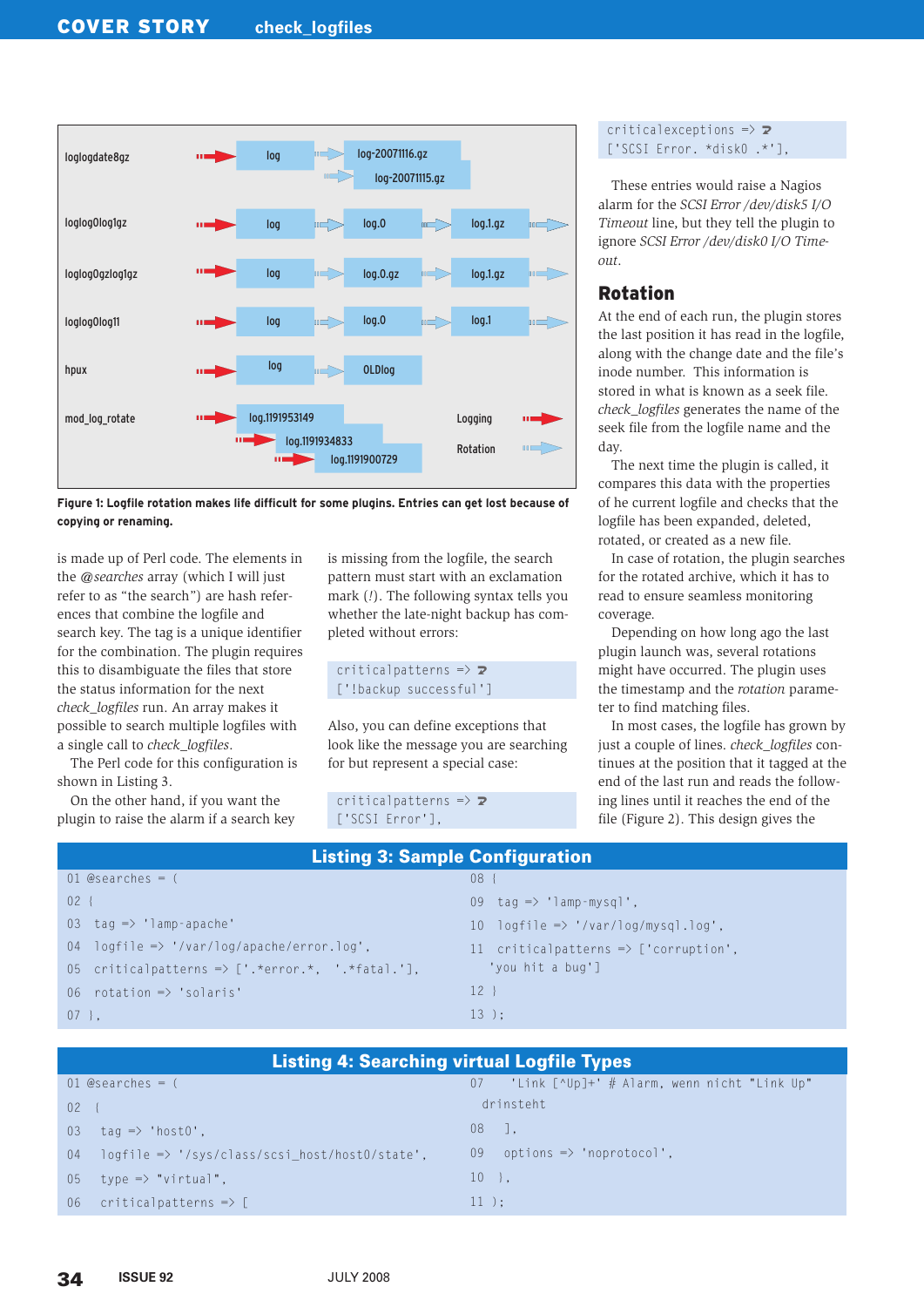loglogdate8gz
log
log-20071116.gz
log-20071115.gz

loglog0log1gz
log
log.0
log.1.gz

loglog0gzlog1gz
log
log.0.gz
log.1.gz

loglog0log11
log
log.0
log.1

hpux
log
OLDlog

mod_log_rotate
log.1191953149
log.1191934833
log.1191900729

Logging
Rotation

**Figure 1: Logfile rotation makes life difficult for some plugins. Entries can get lost because of copying or renaming.**

is made up of Perl code. The elements in the *@searches* array (which I will just refer to as "the search") are hash references that combine the logfile and search key. The tag is a unique identifier for the combination. The plugin requires this to disambiguate the files that store the status information for the next *check_logfiles* run. An array makes it possible to search multiple logfiles with a single call to *check_logfiles*.

The Perl code for this configuration is shown in Listing 3.

On the other hand, if you want the plugin to raise the alarm if a search key is missing from the logfile, the search pattern must start with an exclamation mark (*!*). The following syntax tells you whether the late-night backup has completed without errors:

```
criticalpatterns => 
['!backup successful']
```

Also, you can define exceptions that look like the message you are searching for but represent a special case:

```
criticalpatterns => 
['SCSI Error'],
criticalexceptions => 
['SCSI Error. *disk0 .*'],
```

These entries would raise a Nagios alarm for the *SCSI Error /dev/disk5 I/O Timeout* line, but they tell the plugin to ignore *SCSI Error /dev/disk0 I/O Timeout*.

## Rotation

At the end of each run, the plugin stores the last position it has read in the logfile, along with the change date and the file's inode number. This information is stored in what is known as a seek file. *check_logfiles* generates the name of the seek file from the logfile name and the day.

The next time the plugin is called, it compares this data with the properties of he current logfile and checks that the logfile has been expanded, deleted, rotated, or created as a new file.

In case of rotation, the plugin searches for the rotated archive, which it has to read in to ensure seamless monitoring coverage.

Depending on how long ago the last plugin launch was, several rotations might have occurred. The plugin uses the timestamp and the *rotation* parameter to find matching files.

In most cases, the logfile has grown by just a couple of lines. *check_logfiles* continues at the position that it tagged at the end of the last run and reads the following lines until it reaches the end of the file (Figure 2). This design gives the

### Listing 3: Sample Configuration

```
01 @searches = (
02 {
03  tag => 'lamp-apache'
04  logfile => '/var/log/apache/error.log',
05  criticalpatterns => ['.*error.*',  '.*fatal.'],
06  rotation => 'solaris'
07 },
08 {
09  tag => 'lamp-mysql',
10  logfile => '/var/log/mysql.log',
11  criticalpatterns => ['corruption',
   'you hit a bug']
12 }
13 );
```

### Listing 4: Searching virtual Logfile Types

```
01 @searches = (
02  {
03   tag => 'host0',
04   logfile => '/sys/class/scsi_host/host0/state',
05   type => "virtual",
06   criticalpatterns => [
07     'Link [^Up]+' # Alarm, wenn nicht "Link Up"
    drinsteht
08   ],
09   options => 'noprotocol',
10  },
11 );
```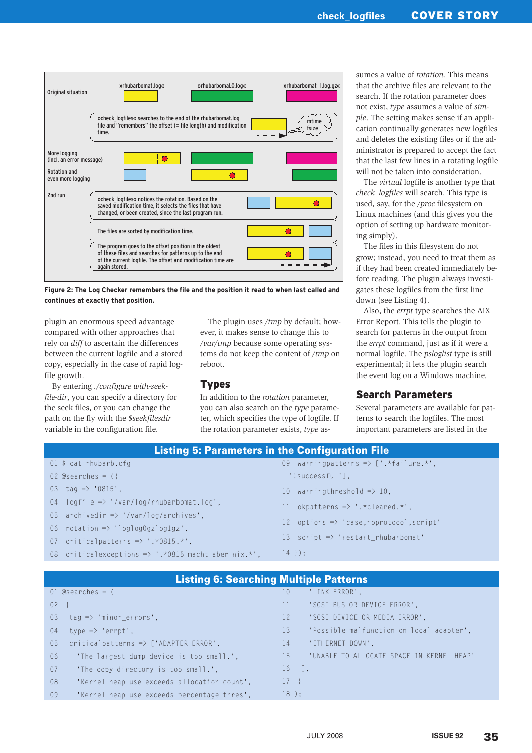Original situation

»rhubarbomat.log« »rhubarbomat.0.log« »rhubarbomat 1.log.gz«

»check_logfiles« searches to the end of the rhubarbomat.log file and "remembers" the offset (= file length) and modification time.

mtime
fsize

More logging
(incl. an error message)

Rotation and
even more logging

2nd run

»check_logfiles« notices the rotation. Based on the saved modification time, it selects the files that have changed, or been created, since the last program run.

The files are sorted by modification time.

The program goes to the offset position in the oldest of these files and searches for patterns up to the end of the current logfile. The offset and modification time are again stored.

**Figure 2: The Log Checker remembers the file and the position it read to when last called and continues at exactly that position.**

plugin an enormous speed advantage compared with other approaches that rely on *diff* to ascertain the differences between the current logfile and a stored copy, especially in the case of rapid logfile growth.

By entering *./configure with-seekfile-dir*, you can specify a directory for the seek files, or you can change the path on the fly with the *$seekfilesdir* variable in the configuration file.

The plugin uses */tmp* by default; however, it makes sense to change this to */var/tmp* because some operating systems do not keep the content of */tmp* on reboot.

## Types

In addition to the *rotation* parameter, you can also search on the *type* parameter, which specifies the type of logfile. If the rotation parameter exists, *type* assumes a value of *rotation*. This means that the archive files are relevant to the search. If the rotation parameter does not exist, *type* assumes a value of *simple*. The setting makes sense if an application continually generates new logfiles and deletes the existing files or if the administrator is prepared to accept the fact that the last few lines in a rotating logfile will not be taken into consideration.

The *virtual* logfile is another type that *check_logfiles* will search. This type is used, say, for the */proc* filesystem on Linux machines (and this gives you the option of setting up hardware monitoring simply).

The files in this filesystem do not grow; instead, you need to treat them as if they had been created immediately before reading. The plugin always investigates these logfiles from the first line down (see Listing 4).

Also, the *errpt* type searches the AIX Error Report. This tells the plugin to search for patterns in the output from the *errpt* command, just as if it were a normal logfile. The *psloglist* type is still experimental; it lets the plugin search the event log on a Windows machine.

## Search Parameters

Several parameters are available for patterns to search the logfiles. The most important parameters are listed in the

### Listing 5: Parameters in the Configuration File

```
01 $ cat rhubarb.cfg
02 @searches = ({
03   tag => '0815',
04   logfile => '/var/log/rhubarbomat.log',
05   archivedir => '/var/log/archives',
06   rotation => 'loglog0gzlog1gz',
07   criticalpatterns => '.*0815.*',
08   criticalexceptions => '.*0815 macht aber nix.*',
09   warningpatterns => ['.*failure.*',
     '!successful'],
10   warningthreshold => 10,
11   okpatterns => '.*cleared.*',
12   options => 'case,noprotocol,script'
13   script => 'restart_rhubarbomat'
14 });
```

### Listing 6: Searching Multiple Patterns

```
01 @searches = (
02  {
03   tag => 'minor_errors',
04   type => 'errpt',
05   criticalpatterns => ['ADAPTER ERROR',
06     'The largest dump device is too small.',
07     'The copy directory is too small.',
08     'Kernel heap use exceeds allocation count',
09     'Kernel heap use exceeds percentage thres',
10     'LINK ERROR',
11     'SCSI BUS OR DEVICE ERROR',
12     'SCSI DEVICE OR MEDIA ERROR',
13     'Possible malfunction on local adapter',
14     'ETHERNET DOWN',
15     'UNABLE TO ALLOCATE SPACE IN KERNEL HEAP'
16   ],
17  }
18 );
```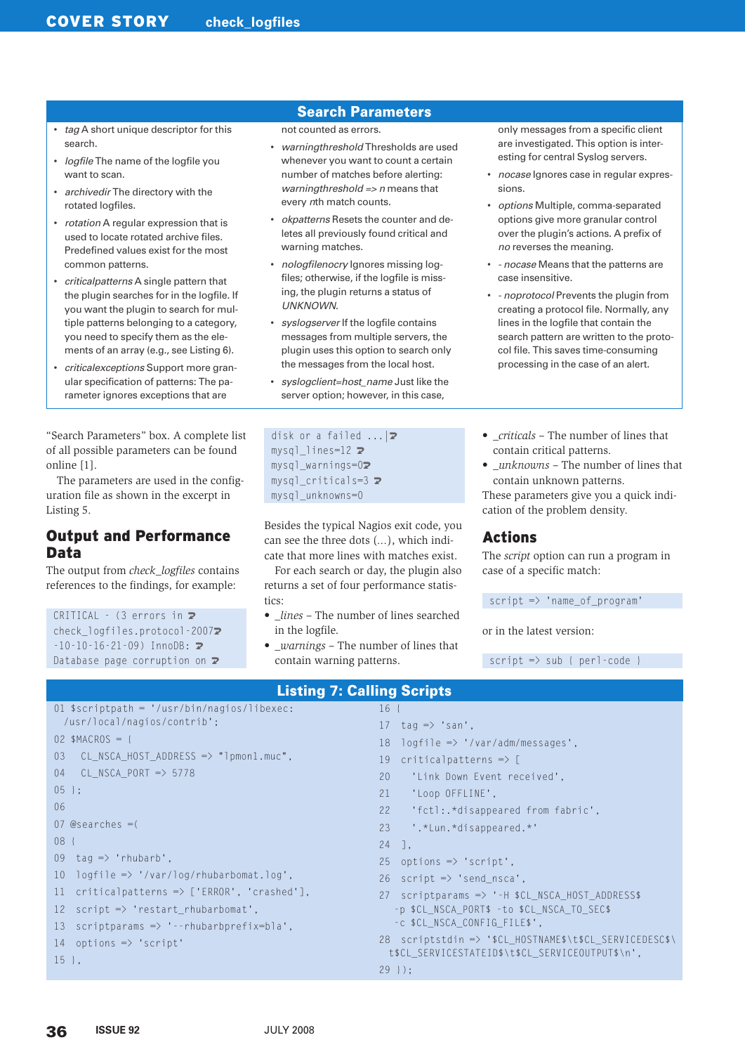## Search Parameters

- *tag* A short unique descriptor for this search.
- *logfile* The name of the logfile you want to scan.
- *archivedir* The directory with the rotated logfiles.
- *rotation* A regular expression that is used to locate rotated archive files. Predefined values exist for the most common patterns.
- *criticalpatterns* A single pattern that the plugin searches for in the logfile. If you want the plugin to search for multiple patterns belonging to a category, you need to specify them as the elements of an array (e.g., see Listing 6).
- *criticalexceptions* Support more granular specification of patterns: The parameter ignores exceptions that are not counted as errors.
- *warningthreshold* Thresholds are used whenever you want to count a certain number of matches before alerting: *warningthreshold => n* means that every *n*th match counts.
- *okpatterns* Resets the counter and deletes all previously found critical and warning matches.
- *nologfilenocry* Ignores missing logfiles; otherwise, if the logfile is missing, the plugin returns a status of *UNKNOWN*.
- *syslogserver* If the logfile contains messages from multiple servers, the plugin uses this option to search only the messages from the local host.
- *syslogclient=host_name* Just like the server option; however, in this case, only messages from a specific client are investigated. This option is interesting for central Syslog servers.
- *nocase* Ignores case in regular expressions.
- *options* Multiple, comma-separated options give more granular control over the plugin's actions. A prefix of *no* reverses the meaning.
- *- nocase* Means that the patterns are case insensitive.
- *- noprotocol* Prevents the plugin from creating a protocol file. Normally, any lines in the logfile that contain the search pattern are written to the protocol file. This saves time-consuming processing in the case of an alert.

"Search Parameters" box. A complete list of all possible parameters can be found online [1].

The parameters are used in the configuration file as shown in the excerpt in Listing 5.

## Output and Performance Data

The output from *check_logfiles* contains references to the findings, for example:

```
CRITICAL - (3 errors in check_logfiles.protocol-2007-10-10-16-21-09) InnoDB: Database page corruption on disk or a failed ...|mysql_lines=12 mysql_warnings=0 mysql_criticals=3 mysql_unknowns=0
```

Besides the typical Nagios exit code, you can see the three dots (...), which indicate that more lines with matches exist.

For each search or day, the plugin also returns a set of four performance statistics:

- *_lines* – The number of lines searched in the logfile.
- *_warnings* – The number of lines that contain warning patterns.
- *_criticals* – The number of lines that contain critical patterns.
- *_unknowns* – The number of lines that contain unknown patterns.

These parameters give you a quick indication of the problem density.

## Actions

The *script* option can run a program in case of a specific match:

```
script => 'name_of_program'
```

or in the latest version:

```
script => sub { perl-code }
```

### Listing 7: Calling Scripts

```
01 $scriptpath = '/usr/bin/nagios/libexec:
   /usr/local/nagios/contrib';
02 $MACROS = {
03   CL_NSCA_HOST_ADDRESS => "lpmon1.muc",
04   CL_NSCA_PORT => 5778
05 };
06
07 @searches =(
08 {
09   tag => 'rhubarb',
10   logfile => '/var/log/rhubarbomat.log',
11   criticalpatterns => ['ERROR', 'crashed'],
12   script => 'restart_rhubarbomat',
13   scriptparams => '--rhubarbprefix=bla',
14   options => 'script'
15 },
16 {
17   tag => 'san',
18   logfile => '/var/adm/messages',
19   criticalpatterns => [
20     'Link Down Event received',
21     'Loop OFFLINE',
22     'fctl:.*disappeared from fabric',
23     '.*Lun.*disappeared.*'
24   ],
25   options => 'script',
26   script => 'send_nsca',
27   scriptparams => '-H $CL_NSCA_HOST_ADDRESS$
     -p $CL_NSCA_PORT$ -to $CL_NSCA_TO_SEC$
     -c $CL_NSCA_CONFIG_FILE$',
28   scriptstdin => '$CL_HOSTNAME$\t$CL_SERVICEDESC$\
   t$CL_SERVICESTATEID$\t$CL_SERVICEOUTPUT$\n',
29 });
```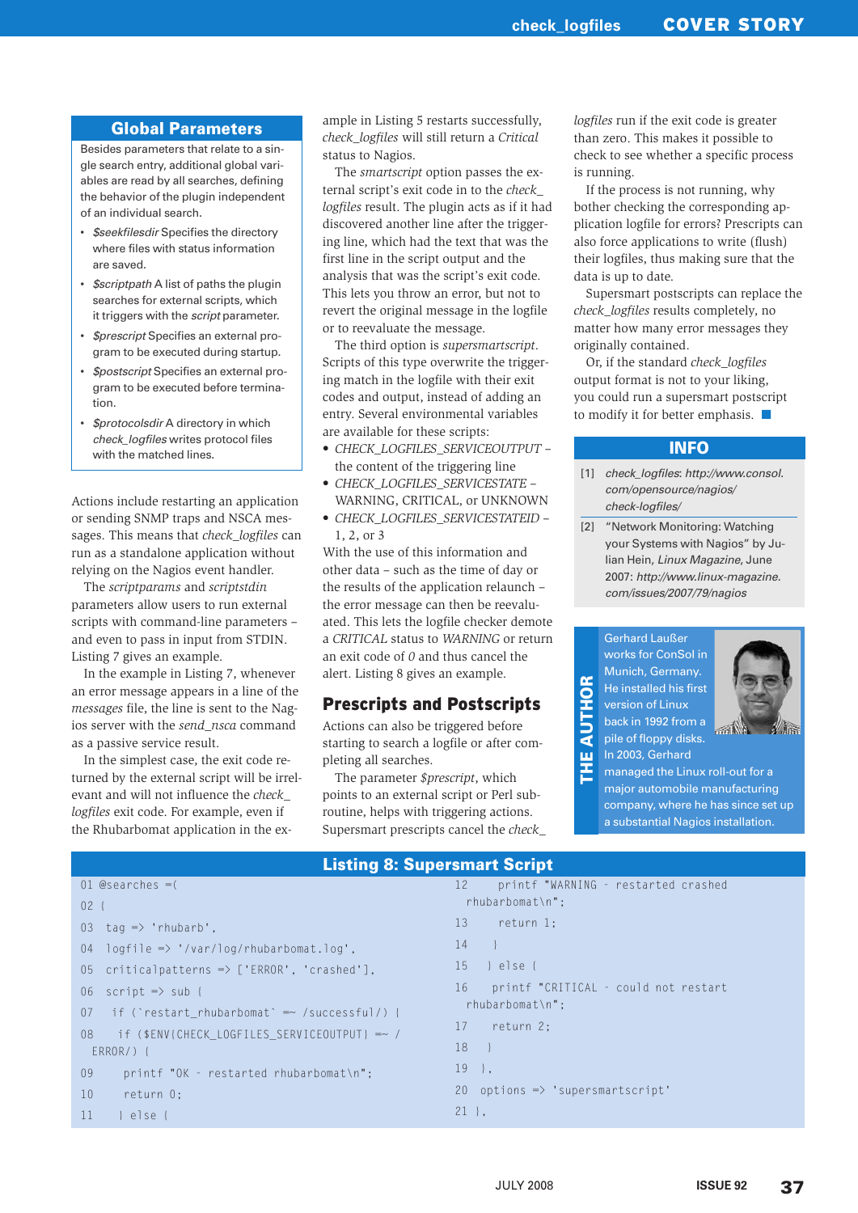## Global Parameters

Besides parameters that relate to a single search entry, additional global variables are read by all searches, defining the behavior of the plugin independent of an individual search.

- *$seekfilesdir* Specifies the directory where files with status information are saved.
- *$scriptpath* A list of paths the plugin searches for external scripts, which it triggers with the *script* parameter.
- *$prescript* Specifies an external program to be executed during startup.
- *$postscript* Specifies an external program to be executed before termination.
- *$protocolsdir* A directory in which *check_logfiles* writes protocol files with the matched lines.

Actions include restarting an application or sending SNMP traps and NSCA messages. This means that *check_logfiles* can run as a standalone application without relying on the Nagios event handler.

The *scriptparams* and *scriptstdin* parameters allow users to run external scripts with command-line parameters – and even to pass in input from STDIN. Listing 7 gives an example.

In the example in Listing 7, whenever an error message appears in a line of the *messages* file, the line is sent to the Nagios server with the *send_nsca* command as a passive service result.

In the simplest case, the exit code returned by the external script will be irrelevant and will not influence the *check_logfiles* exit code. For example, even if the Rhubarbomat application in the example in Listing 5 restarts successfully, *check_logfiles* will still return a *Critical* status to Nagios.

The *smartscript* option passes the external script's exit code in to the *check_logfiles* result. The plugin acts as if it had discovered another line after the triggering line, which had the text that was the first line in the script output and the analysis that was the script's exit code. This lets you throw an error, but not to revert the original message in the logfile or to reevaluate the message.

The third option is *supersmartscript*. Scripts of this type overwrite the triggering match in the logfile with their exit codes and output, instead of adding an entry. Several environmental variables are available for these scripts:

- *CHECK_LOGFILES_SERVICEOUTPUT* – the content of the triggering line
- *CHECK_LOGFILES_SERVICESTATE* – WARNING, CRITICAL, or UNKNOWN
- *CHECK_LOGFILES_SERVICESTATEID* – 1, 2, or 3

With the use of this information and other data – such as the time of day or the results of the application relaunch – the error message can then be reevaluated. This lets the logfile checker demote a *CRITICAL* status to *WARNING* or return an exit code of *0* and thus cancel the alert. Listing 8 gives an example.

## Prescripts and Postscripts

Actions can also be triggered before starting to search a logfile or after completing all searches.

The parameter *$prescript*, which points to an external script or Perl subroutine, helps with triggering actions. Supersmart prescripts cancel the *check_logfiles* run if the exit code is greater than zero. This makes it possible to check to see whether a specific process is running.

If the process is not running, why bother checking the corresponding application logfile for errors? Prescripts can also force applications to write (flush) their logfiles, thus making sure that the data is up to date.

Supersmart postscripts can replace the *check_logfiles* results completely, no matter how many error messages they originally contained.

Or, if the standard *check_logfiles* output format is not to your liking, you could run a supersmart postscript to modify it for better emphasis. ■

## INFO

[1] *check_logfiles*: *http://www.consol.com/opensource/nagios/check-logfiles/*

[2] "Network Monitoring: Watching your Systems with Nagios" by Julian Hein, *Linux Magazine*, June 2007: *http://www.linux-magazine.com/issues/2007/79/nagios*

## THE AUTHOR

Gerhard Laußer works for ConSol in Munich, Germany. He installed his first version of Linux back in 1992 from a pile of floppy disks. In 2003, Gerhard managed the Linux roll-out for a major automobile manufacturing company, where he has since set up a substantial Nagios installation.

## Listing 8: Supersmart Script

```
01 @searches =(
02 {
03  tag => 'rhubarb',
04  logfile => '/var/log/rhubarbomat.log',
05  criticalpatterns => ['ERROR', 'crashed'],
06  script => sub {
07   if (`restart_rhubarbomat` =~ /successful/) {
08    if ($ENV{CHECK_LOGFILES_SERVICEOUTPUT} =~ /
     ERROR/) {
09     printf "OK - restarted rhubarbomat\n";
10     return 0;
11    } else {
12     printf "WARNING - restarted crashed
     rhubarbomat\n";
13     return 1;
14    }
15   } else {
16    printf "CRITICAL - could not restart
     rhubarbomat\n";
17    return 2;
18   }
19  },
20  options => 'supersmartscript'
21 },
```